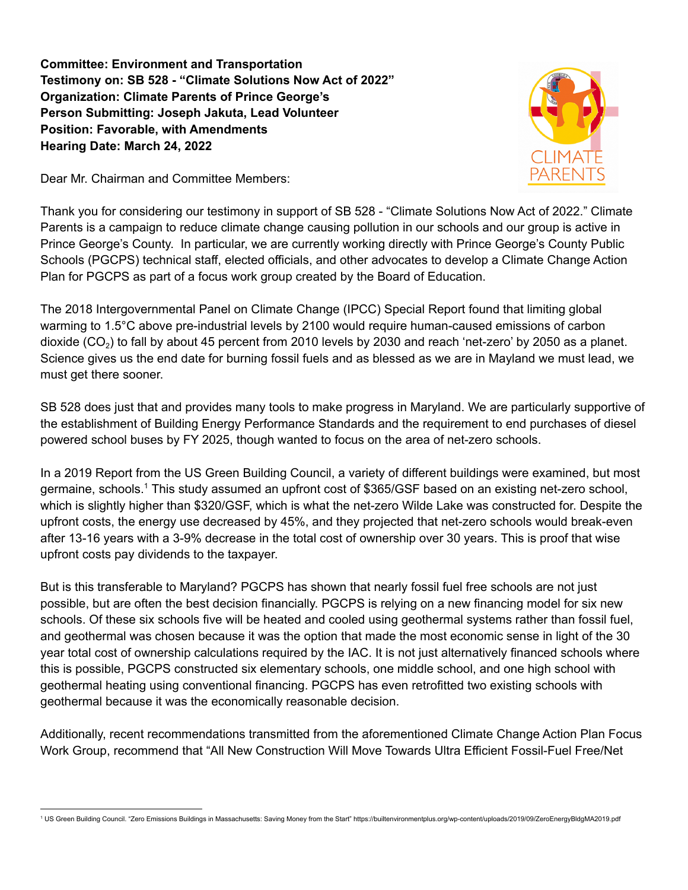**Committee: Environment and Transportation**
**Testimony on: SB 528 - "Climate Solutions Now Act of 2022"**
**Organization: Climate Parents of Prince George's**
**Person Submitting: Joseph Jakuta, Lead Volunteer**
**Position: Favorable, with Amendments**
**Hearing Date: March 24, 2022**

Dear Mr. Chairman and Committee Members:

Thank you for considering our testimony in support of SB 528 - "Climate Solutions Now Act of 2022." Climate Parents is a campaign to reduce climate change causing pollution in our schools and our group is active in Prince George's County. In particular, we are currently working directly with Prince George's County Public Schools (PGCPS) technical staff, elected officials, and other advocates to develop a Climate Change Action Plan for PGCPS as part of a focus work group created by the Board of Education.

The 2018 Intergovernmental Panel on Climate Change (IPCC) Special Report found that limiting global warming to 1.5°C above pre-industrial levels by 2100 would require human-caused emissions of carbon dioxide ($CO_2$) to fall by about 45 percent from 2010 levels by 2030 and reach 'net-zero' by 2050 as a planet. Science gives us the end date for burning fossil fuels and as blessed as we are in Mayland we must lead, we must get there sooner.

SB 528 does just that and provides many tools to make progress in Maryland. We are particularly supportive of the establishment of Building Energy Performance Standards and the requirement to end purchases of diesel powered school buses by FY 2025, though wanted to focus on the area of net-zero schools.

In a 2019 Report from the US Green Building Council, a variety of different buildings were examined, but most germaine, schools.[1] This study assumed an upfront cost of $365/GSF based on an existing net-zero school, which is slightly higher than $320/GSF, which is what the net-zero Wilde Lake was constructed for. Despite the upfront costs, the energy use decreased by 45%, and they projected that net-zero schools would break-even after 13-16 years with a 3-9% decrease in the total cost of ownership over 30 years. This is proof that wise upfront costs pay dividends to the taxpayer.

But is this transferable to Maryland? PGCPS has shown that nearly fossil fuel free schools are not just possible, but are often the best decision financially. PGCPS is relying on a new financing model for six new schools. Of these six schools five will be heated and cooled using geothermal systems rather than fossil fuel, and geothermal was chosen because it was the option that made the most economic sense in light of the 30 year total cost of ownership calculations required by the IAC. It is not just alternatively financed schools where this is possible, PGCPS constructed six elementary schools, one middle school, and one high school with geothermal heating using conventional financing. PGCPS has even retrofitted two existing schools with geothermal because it was the economically reasonable decision.

Additionally, recent recommendations transmitted from the aforementioned Climate Change Action Plan Focus Work Group, recommend that "All New Construction Will Move Towards Ultra Efficient Fossil-Fuel Free/Net

[1] US Green Building Council. "Zero Emissions Buildings in Massachusetts: Saving Money from the Start" https://builtenvironmentplus.org/wp-content/uploads/2019/09/ZeroEnergyBldgMA2019.pdf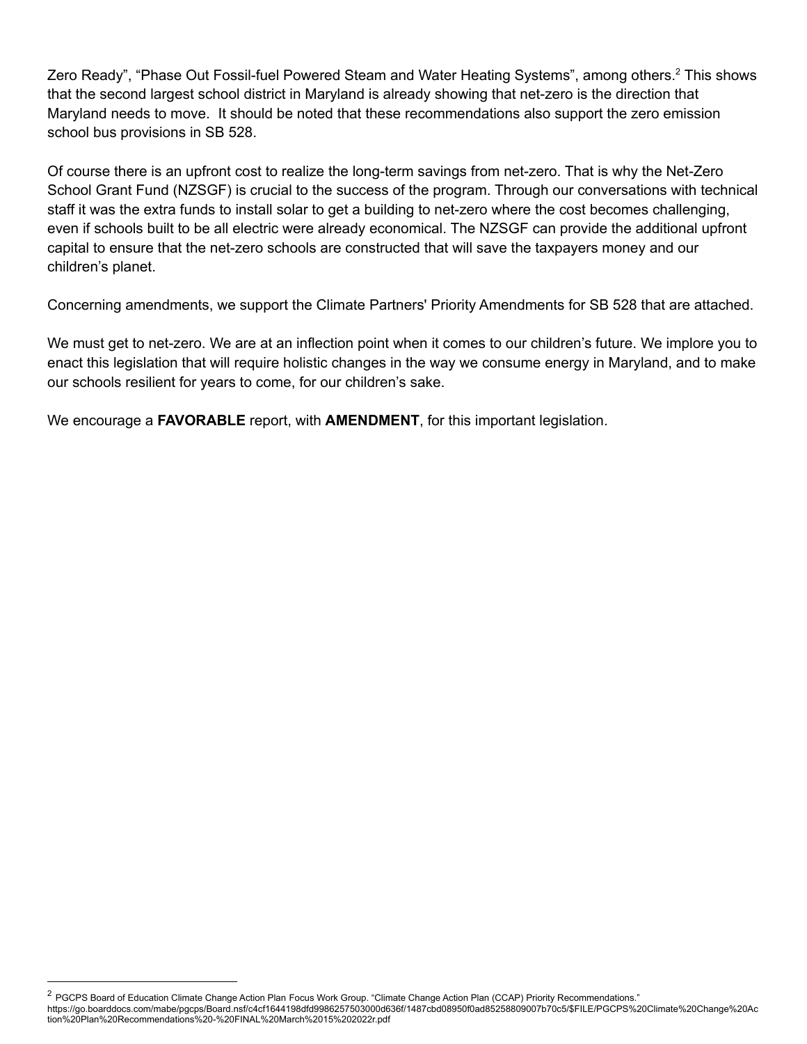Zero Ready", "Phase Out Fossil-fuel Powered Steam and Water Heating Systems", among others.[2] This shows that the second largest school district in Maryland is already showing that net-zero is the direction that Maryland needs to move. It should be noted that these recommendations also support the zero emission school bus provisions in SB 528.

Of course there is an upfront cost to realize the long-term savings from net-zero. That is why the Net-Zero School Grant Fund (NZSGF) is crucial to the success of the program. Through our conversations with technical staff it was the extra funds to install solar to get a building to net-zero where the cost becomes challenging, even if schools built to be all electric were already economical. The NZSGF can provide the additional upfront capital to ensure that the net-zero schools are constructed that will save the taxpayers money and our children's planet.

Concerning amendments, we support the Climate Partners' Priority Amendments for SB 528 that are attached.

We must get to net-zero. We are at an inflection point when it comes to our children's future. We implore you to enact this legislation that will require holistic changes in the way we consume energy in Maryland, and to make our schools resilient for years to come, for our children's sake.

We encourage a **FAVORABLE** report, with **AMENDMENT**, for this important legislation.

---

[2] PGCPS Board of Education Climate Change Action Plan Focus Work Group. "Climate Change Action Plan (CCAP) Priority Recommendations." https://go.boarddocs.com/mabe/pgcps/Board.nsf/c4cf1644198dfd9986257503000d636f/1487cbd08950f0ad85258809007b70c5/$FILE/PGCPS%20Climate%20Change%20Action%20Plan%20Recommendations%20-%20FINAL%20March%2015%202022r.pdf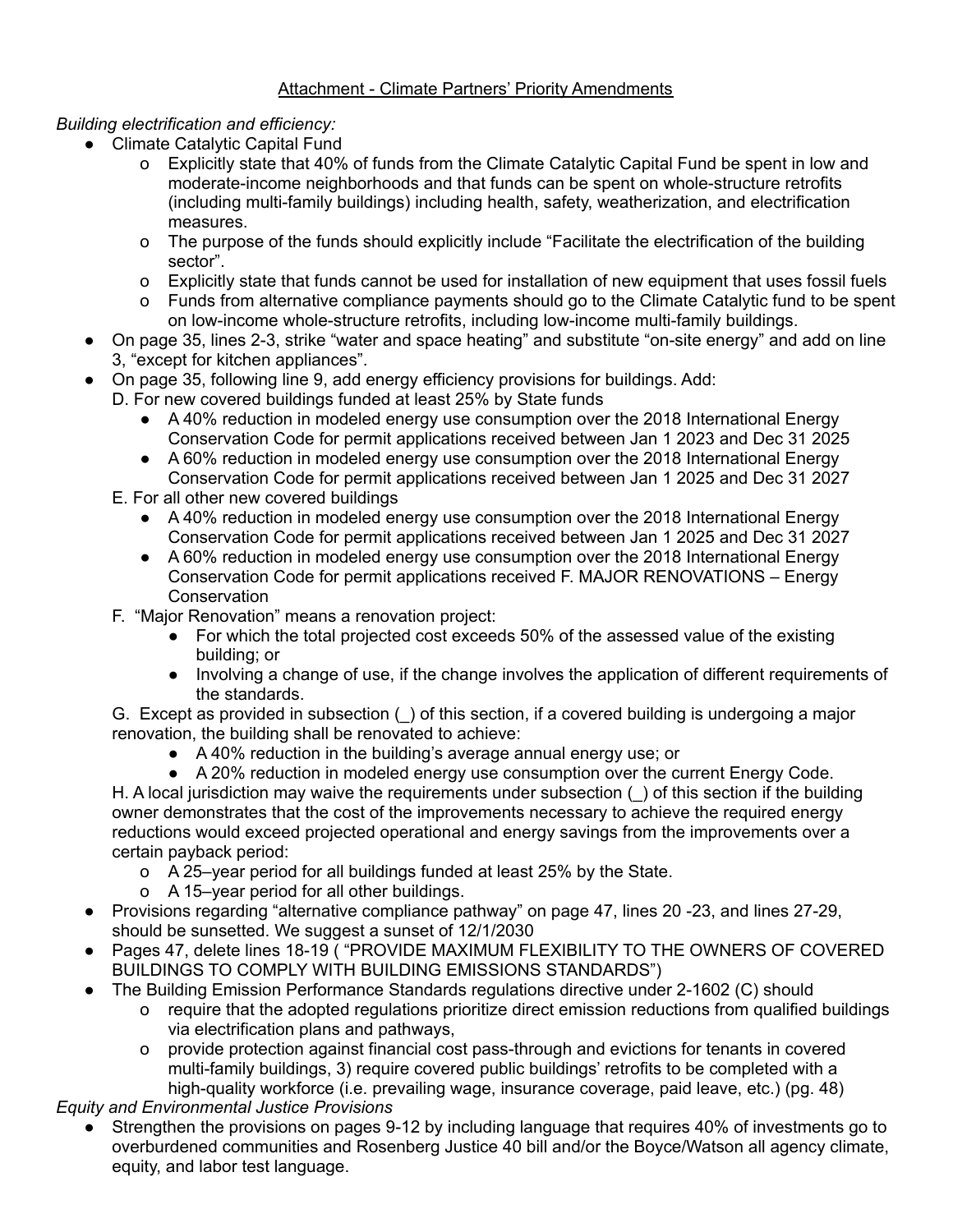<u>Attachment - Climate Partners' Priority Amendments</u>

*Building electrification and efficiency:*

- Climate Catalytic Capital Fund
  - o Explicitly state that 40% of funds from the Climate Catalytic Capital Fund be spent in low and moderate-income neighborhoods and that funds can be spent on whole-structure retrofits (including multi-family buildings) including health, safety, weatherization, and electrification measures.
  - o The purpose of the funds should explicitly include "Facilitate the electrification of the building sector".
  - o Explicitly state that funds cannot be used for installation of new equipment that uses fossil fuels
  - o Funds from alternative compliance payments should go to the Climate Catalytic fund to be spent on low-income whole-structure retrofits, including low-income multi-family buildings.
- On page 35, lines 2-3, strike "water and space heating" and substitute "on-site energy" and add on line 3, "except for kitchen appliances".
- On page 35, following line 9, add energy efficiency provisions for buildings. Add:

  D. For new covered buildings funded at least 25% by State funds
  - A 40% reduction in modeled energy use consumption over the 2018 International Energy Conservation Code for permit applications received between Jan 1 2023 and Dec 31 2025
  - A 60% reduction in modeled energy use consumption over the 2018 International Energy Conservation Code for permit applications received between Jan 1 2025 and Dec 31 2027

  E. For all other new covered buildings
  - A 40% reduction in modeled energy use consumption over the 2018 International Energy Conservation Code for permit applications received between Jan 1 2025 and Dec 31 2027
  - A 60% reduction in modeled energy use consumption over the 2018 International Energy Conservation Code for permit applications received F. MAJOR RENOVATIONS – Energy Conservation

  F. "Major Renovation" means a renovation project:
  - For which the total projected cost exceeds 50% of the assessed value of the existing building; or
  - Involving a change of use, if the change involves the application of different requirements of the standards.

  G. Except as provided in subsection (_) of this section, if a covered building is undergoing a major renovation, the building shall be renovated to achieve:
  - A 40% reduction in the building's average annual energy use; or
  - A 20% reduction in modeled energy use consumption over the current Energy Code.

  H. A local jurisdiction may waive the requirements under subsection (_) of this section if the building owner demonstrates that the cost of the improvements necessary to achieve the required energy reductions would exceed projected operational and energy savings from the improvements over a certain payback period:
  - o A 25–year period for all buildings funded at least 25% by the State.
  - o A 15–year period for all other buildings.
- Provisions regarding "alternative compliance pathway" on page 47, lines 20 -23, and lines 27-29, should be sunsetted. We suggest a sunset of 12/1/2030
- Pages 47, delete lines 18-19 ( "PROVIDE MAXIMUM FLEXIBILITY TO THE OWNERS OF COVERED BUILDINGS TO COMPLY WITH BUILDING EMISSIONS STANDARDS")
- The Building Emission Performance Standards regulations directive under 2-1602 (C) should
  - o require that the adopted regulations prioritize direct emission reductions from qualified buildings via electrification plans and pathways,
  - o provide protection against financial cost pass-through and evictions for tenants in covered multi-family buildings, 3) require covered public buildings' retrofits to be completed with a high-quality workforce (i.e. prevailing wage, insurance coverage, paid leave, etc.) (pg. 48)

*Equity and Environmental Justice Provisions*

- Strengthen the provisions on pages 9-12 by including language that requires 40% of investments go to overburdened communities and Rosenberg Justice 40 bill and/or the Boyce/Watson all agency climate, equity, and labor test language.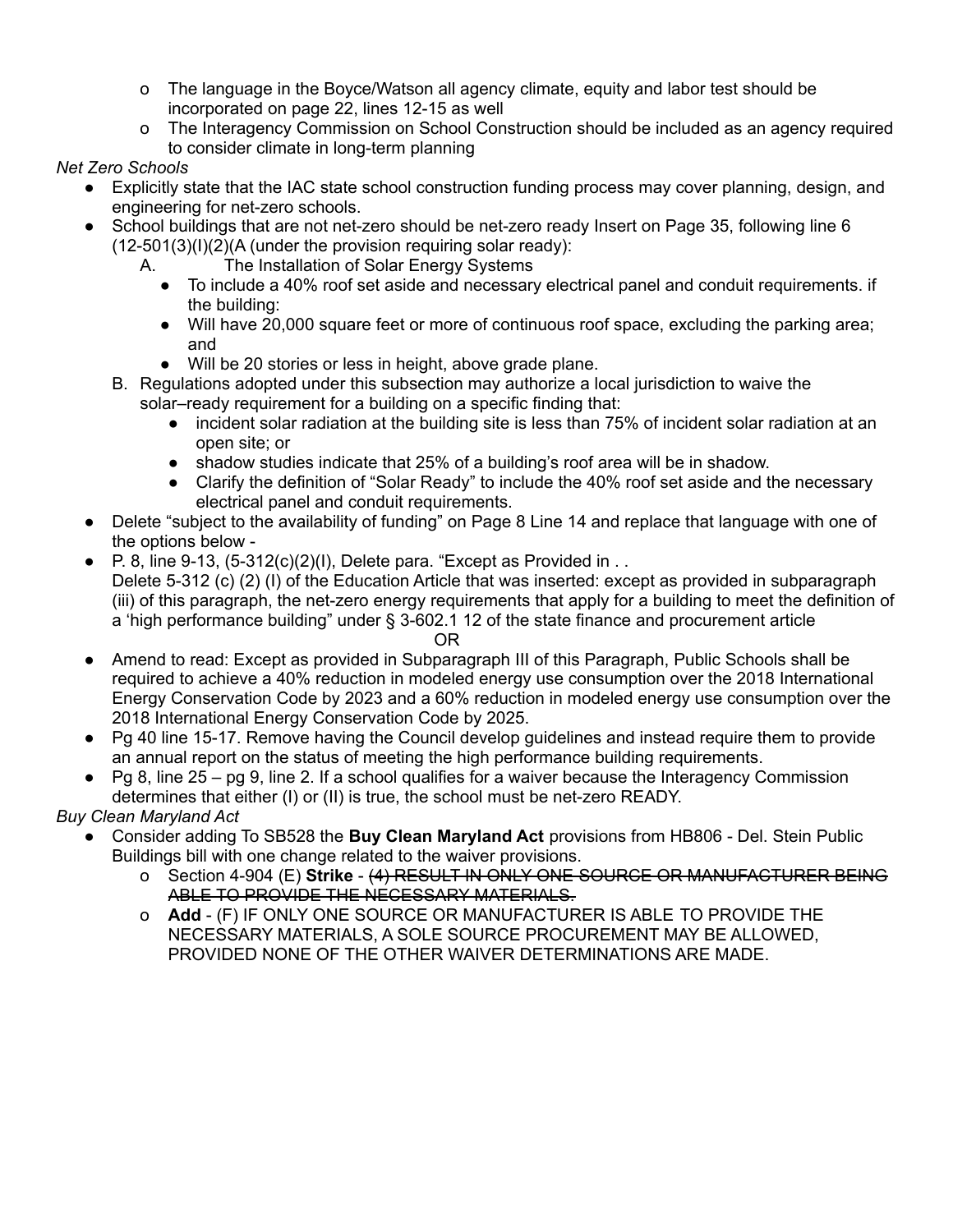- The language in the Boyce/Watson all agency climate, equity and labor test should be incorporated on page 22, lines 12-15 as well
- The Interagency Commission on School Construction should be included as an agency required to consider climate in long-term planning

*Net Zero Schools*

- Explicitly state that the IAC state school construction funding process may cover planning, design, and engineering for net-zero schools.
- School buildings that are not net-zero should be net-zero ready Insert on Page 35, following line 6 (12-501(3)(I)(2)(A (under the provision requiring solar ready):
  - A. The Installation of Solar Energy Systems
    - To include a 40% roof set aside and necessary electrical panel and conduit requirements. if the building:
    - Will have 20,000 square feet or more of continuous roof space, excluding the parking area; and
    - Will be 20 stories or less in height, above grade plane.
  - B. Regulations adopted under this subsection may authorize a local jurisdiction to waive the solar–ready requirement for a building on a specific finding that:
    - incident solar radiation at the building site is less than 75% of incident solar radiation at an open site; or
    - shadow studies indicate that 25% of a building's roof area will be in shadow.
    - Clarify the definition of "Solar Ready" to include the 40% roof set aside and the necessary electrical panel and conduit requirements.
- Delete "subject to the availability of funding" on Page 8 Line 14 and replace that language with one of the options below -
- P. 8, line 9-13, (5-312(c)(2)(I), Delete para. "Except as Provided in . .
  Delete 5-312 (c) (2) (I) of the Education Article that was inserted: except as provided in subparagraph (iii) of this paragraph, the net-zero energy requirements that apply for a building to meet the definition of a 'high performance building" under § 3-602.1 12 of the state finance and procurement article

  OR
- Amend to read: Except as provided in Subparagraph III of this Paragraph, Public Schools shall be required to achieve a 40% reduction in modeled energy use consumption over the 2018 International Energy Conservation Code by 2023 and a 60% reduction in modeled energy use consumption over the 2018 International Energy Conservation Code by 2025.
- Pg 40 line 15-17. Remove having the Council develop guidelines and instead require them to provide an annual report on the status of meeting the high performance building requirements.
- Pg 8, line 25 – pg 9, line 2. If a school qualifies for a waiver because the Interagency Commission determines that either (I) or (II) is true, the school must be net-zero READY.

*Buy Clean Maryland Act*

- Consider adding To SB528 the **Buy Clean Maryland Act** provisions from HB806 - Del. Stein Public Buildings bill with one change related to the waiver provisions.
  - Section 4-904 (E) **Strike** - ~~(4) RESULT IN ONLY ONE SOURCE OR MANUFACTURER BEING ABLE TO PROVIDE THE NECESSARY MATERIALS.~~
  - **Add** - (F) IF ONLY ONE SOURCE OR MANUFACTURER IS ABLE TO PROVIDE THE NECESSARY MATERIALS, A SOLE SOURCE PROCUREMENT MAY BE ALLOWED, PROVIDED NONE OF THE OTHER WAIVER DETERMINATIONS ARE MADE.